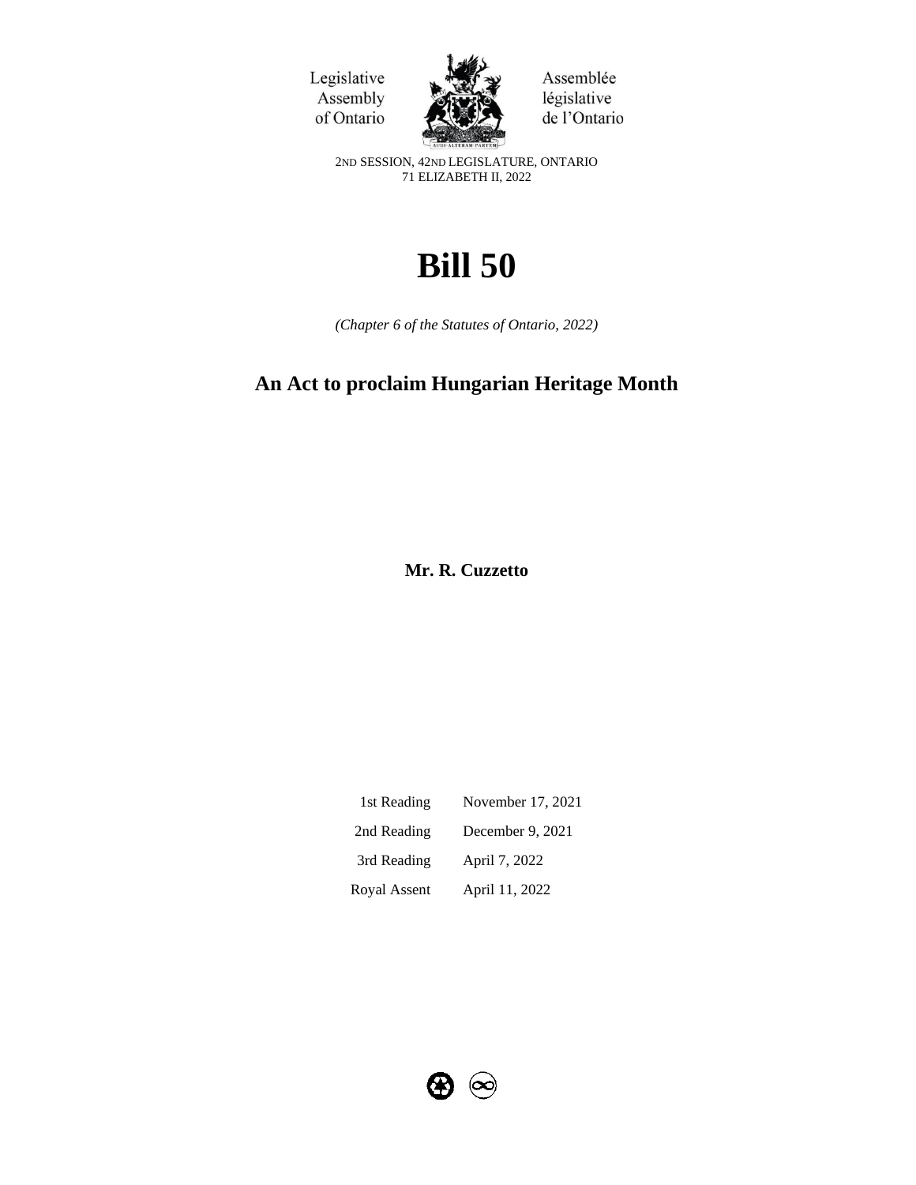Legislative Assembly of Ontario

Assemblée législative de l'Ontario

2ND SESSION, 42ND LEGISLATURE, ONTARIO
71 ELIZABETH II, 2022

# Bill 50

*(Chapter 6 of the Statutes of Ontario, 2022)*

## An Act to proclaim Hungarian Heritage Month

**Mr. R. Cuzzetto**

| | |
|---|---|
| 1st Reading | November 17, 2021 |
| 2nd Reading | December 9, 2021 |
| 3rd Reading | April 7, 2022 |
| Royal Assent | April 11, 2022 |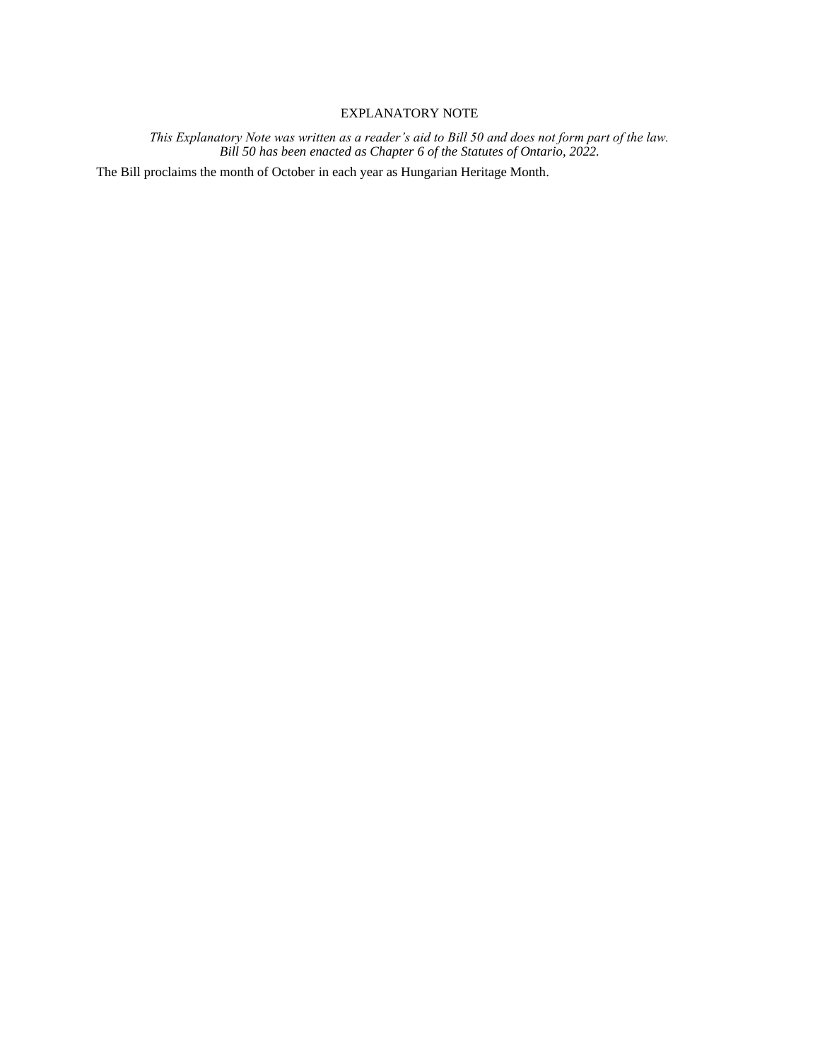## EXPLANATORY NOTE

*This Explanatory Note was written as a reader's aid to Bill 50 and does not form part of the law. Bill 50 has been enacted as Chapter 6 of the Statutes of Ontario, 2022.*

The Bill proclaims the month of October in each year as Hungarian Heritage Month.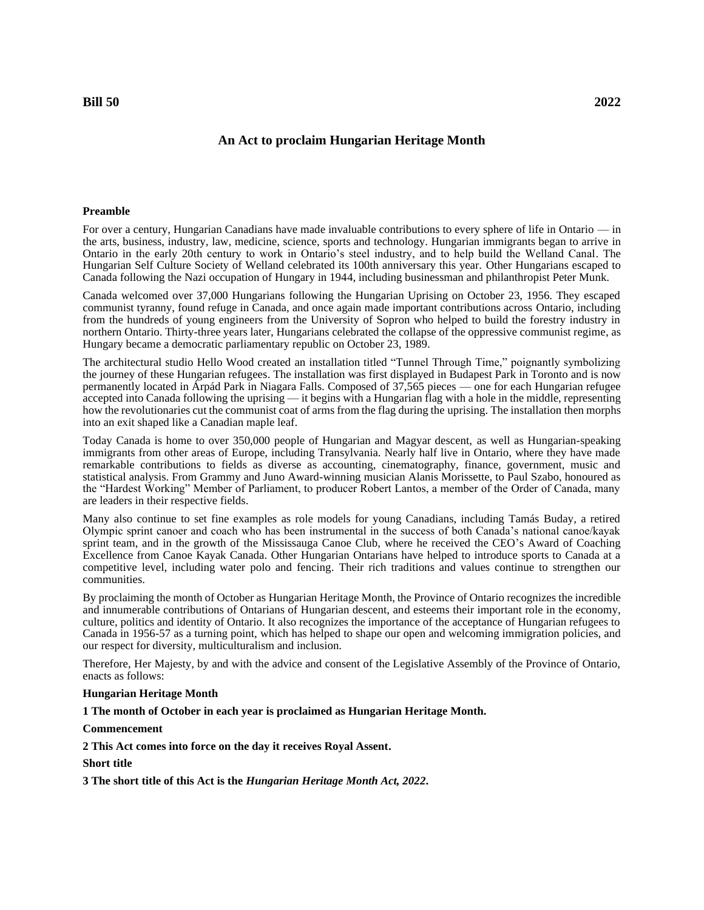**Bill 50** **2022**

## An Act to proclaim Hungarian Heritage Month

**Preamble**

For over a century, Hungarian Canadians have made invaluable contributions to every sphere of life in Ontario — in the arts, business, industry, law, medicine, science, sports and technology. Hungarian immigrants began to arrive in Ontario in the early 20th century to work in Ontario's steel industry, and to help build the Welland Canal. The Hungarian Self Culture Society of Welland celebrated its 100th anniversary this year. Other Hungarians escaped to Canada following the Nazi occupation of Hungary in 1944, including businessman and philanthropist Peter Munk.

Canada welcomed over 37,000 Hungarians following the Hungarian Uprising on October 23, 1956. They escaped communist tyranny, found refuge in Canada, and once again made important contributions across Ontario, including from the hundreds of young engineers from the University of Sopron who helped to build the forestry industry in northern Ontario. Thirty-three years later, Hungarians celebrated the collapse of the oppressive communist regime, as Hungary became a democratic parliamentary republic on October 23, 1989.

The architectural studio Hello Wood created an installation titled "Tunnel Through Time," poignantly symbolizing the journey of these Hungarian refugees. The installation was first displayed in Budapest Park in Toronto and is now permanently located in Árpád Park in Niagara Falls. Composed of 37,565 pieces — one for each Hungarian refugee accepted into Canada following the uprising — it begins with a Hungarian flag with a hole in the middle, representing how the revolutionaries cut the communist coat of arms from the flag during the uprising. The installation then morphs into an exit shaped like a Canadian maple leaf.

Today Canada is home to over 350,000 people of Hungarian and Magyar descent, as well as Hungarian-speaking immigrants from other areas of Europe, including Transylvania. Nearly half live in Ontario, where they have made remarkable contributions to fields as diverse as accounting, cinematography, finance, government, music and statistical analysis. From Grammy and Juno Award-winning musician Alanis Morissette, to Paul Szabo, honoured as the "Hardest Working" Member of Parliament, to producer Robert Lantos, a member of the Order of Canada, many are leaders in their respective fields.

Many also continue to set fine examples as role models for young Canadians, including Tamás Buday, a retired Olympic sprint canoer and coach who has been instrumental in the success of both Canada's national canoe/kayak sprint team, and in the growth of the Mississauga Canoe Club, where he received the CEO's Award of Coaching Excellence from Canoe Kayak Canada. Other Hungarian Ontarians have helped to introduce sports to Canada at a competitive level, including water polo and fencing. Their rich traditions and values continue to strengthen our communities.

By proclaiming the month of October as Hungarian Heritage Month, the Province of Ontario recognizes the incredible and innumerable contributions of Ontarians of Hungarian descent, and esteems their important role in the economy, culture, politics and identity of Ontario. It also recognizes the importance of the acceptance of Hungarian refugees to Canada in 1956-57 as a turning point, which has helped to shape our open and welcoming immigration policies, and our respect for diversity, multiculturalism and inclusion.

Therefore, Her Majesty, by and with the advice and consent of the Legislative Assembly of the Province of Ontario, enacts as follows:

**Hungarian Heritage Month**

**1 The month of October in each year is proclaimed as Hungarian Heritage Month.**

**Commencement**

**2 This Act comes into force on the day it receives Royal Assent.**

**Short title**

**3 The short title of this Act is the *Hungarian Heritage Month Act, 2022*.**